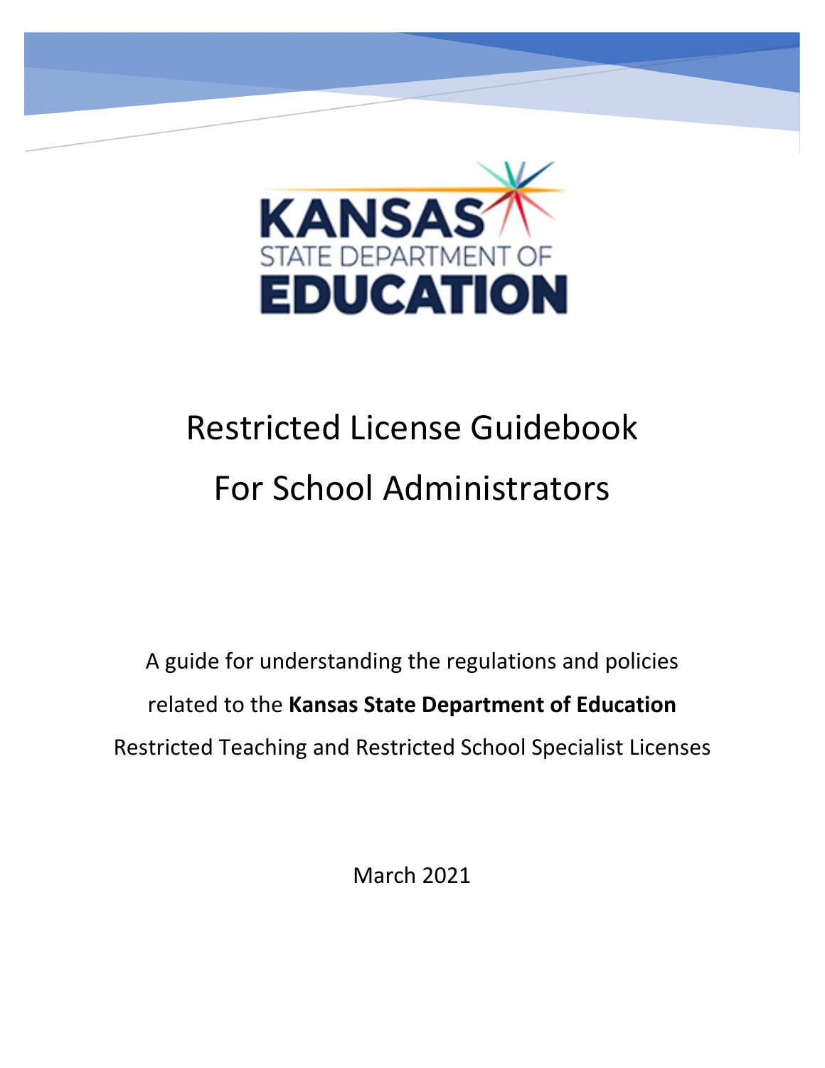KANSAS
STATE DEPARTMENT OF
EDUCATION

# Restricted License Guidebook
# For School Administrators

A guide for understanding the regulations and policies related to the **Kansas State Department of Education** Restricted Teaching and Restricted School Specialist Licenses

March 2021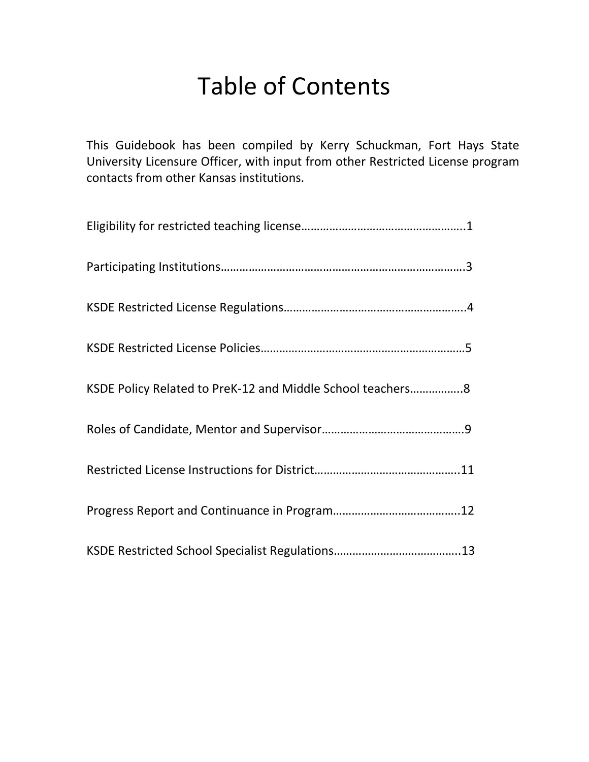# Table of Contents

This Guidebook has been compiled by Kerry Schuckman, Fort Hays State University Licensure Officer, with input from other Restricted License program contacts from other Kansas institutions.

Eligibility for restricted teaching license……………………………………………..1

Participating Institutions…………………………………………………………………….3

KSDE Restricted License Regulations………………………………………………….4

KSDE Restricted License Policies…………………………………………………………5

KSDE Policy Related to PreK-12 and Middle School teachers……………..8

Roles of Candidate, Mentor and Supervisor……………………………………….9

Restricted License Instructions for District………………………………………..11

Progress Report and Continuance in Program…………………………………..12

KSDE Restricted School Specialist Regulations…………………………………..13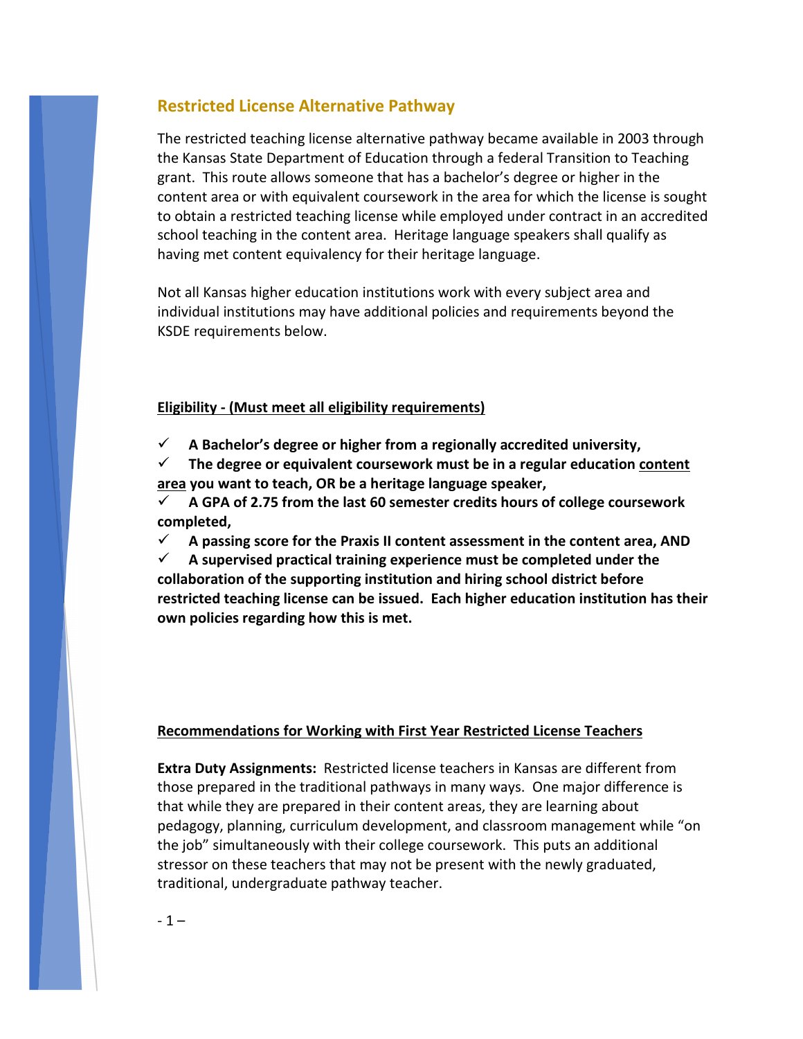## Restricted License Alternative Pathway

The restricted teaching license alternative pathway became available in 2003 through the Kansas State Department of Education through a federal Transition to Teaching grant. This route allows someone that has a bachelor's degree or higher in the content area or with equivalent coursework in the area for which the license is sought to obtain a restricted teaching license while employed under contract in an accredited school teaching in the content area. Heritage language speakers shall qualify as having met content equivalency for their heritage language.

Not all Kansas higher education institutions work with every subject area and individual institutions may have additional policies and requirements beyond the KSDE requirements below.

**Eligibility - (Must meet all eligibility requirements)**

- ✓ **A Bachelor's degree or higher from a regionally accredited university,**
- ✓ **The degree or equivalent coursework must be in a regular education content area you want to teach, OR be a heritage language speaker,**
- ✓ **A GPA of 2.75 from the last 60 semester credits hours of college coursework completed,**
- ✓ **A passing score for the Praxis II content assessment in the content area, AND**
- ✓ **A supervised practical training experience must be completed under the collaboration of the supporting institution and hiring school district before restricted teaching license can be issued. Each higher education institution has their own policies regarding how this is met.**

**Recommendations for Working with First Year Restricted License Teachers**

**Extra Duty Assignments:** Restricted license teachers in Kansas are different from those prepared in the traditional pathways in many ways. One major difference is that while they are prepared in their content areas, they are learning about pedagogy, planning, curriculum development, and classroom management while "on the job" simultaneously with their college coursework. This puts an additional stressor on these teachers that may not be present with the newly graduated, traditional, undergraduate pathway teacher.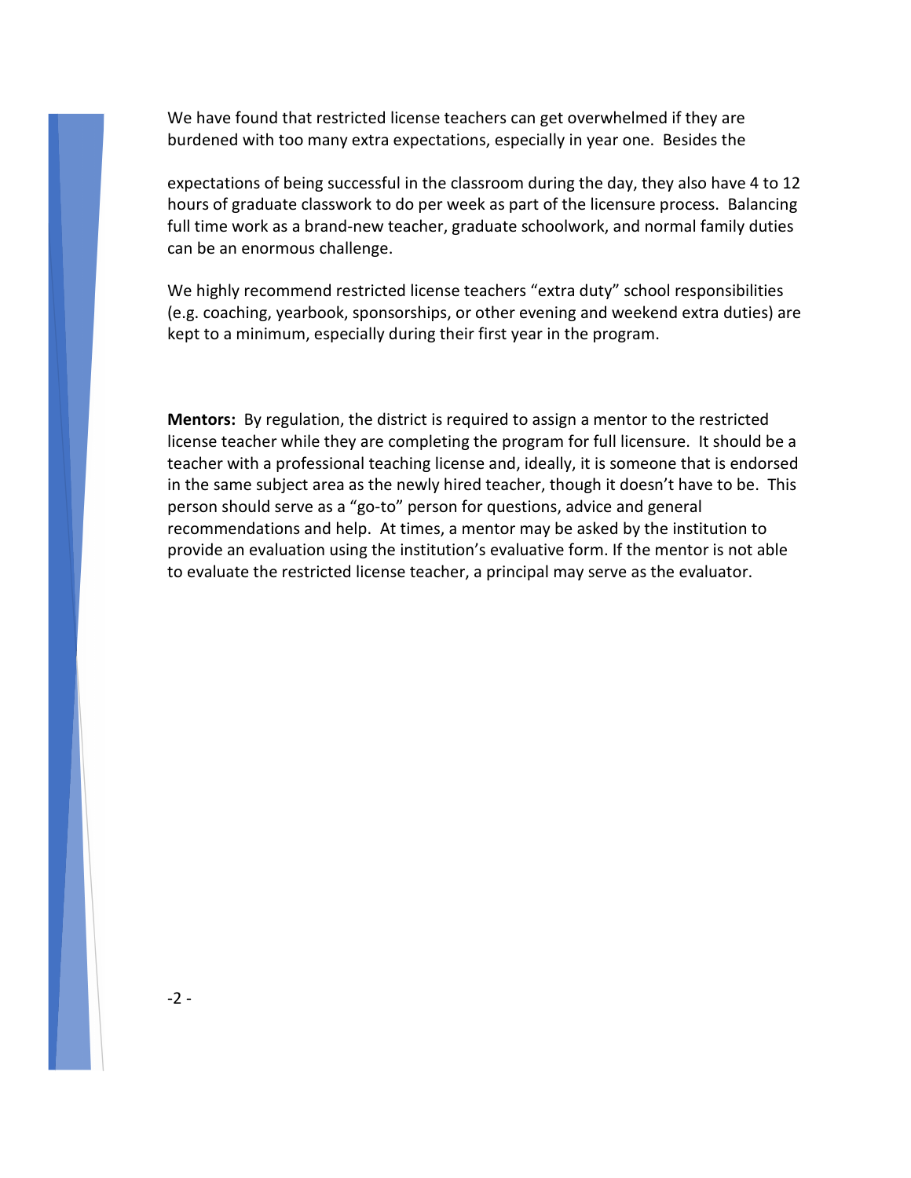We have found that restricted license teachers can get overwhelmed if they are burdened with too many extra expectations, especially in year one. Besides the expectations of being successful in the classroom during the day, they also have 4 to 12 hours of graduate classwork to do per week as part of the licensure process. Balancing full time work as a brand-new teacher, graduate schoolwork, and normal family duties can be an enormous challenge.

We highly recommend restricted license teachers "extra duty" school responsibilities (e.g. coaching, yearbook, sponsorships, or other evening and weekend extra duties) are kept to a minimum, especially during their first year in the program.

**Mentors:** By regulation, the district is required to assign a mentor to the restricted license teacher while they are completing the program for full licensure. It should be a teacher with a professional teaching license and, ideally, it is someone that is endorsed in the same subject area as the newly hired teacher, though it doesn't have to be. This person should serve as a "go-to" person for questions, advice and general recommendations and help. At times, a mentor may be asked by the institution to provide an evaluation using the institution's evaluative form. If the mentor is not able to evaluate the restricted license teacher, a principal may serve as the evaluator.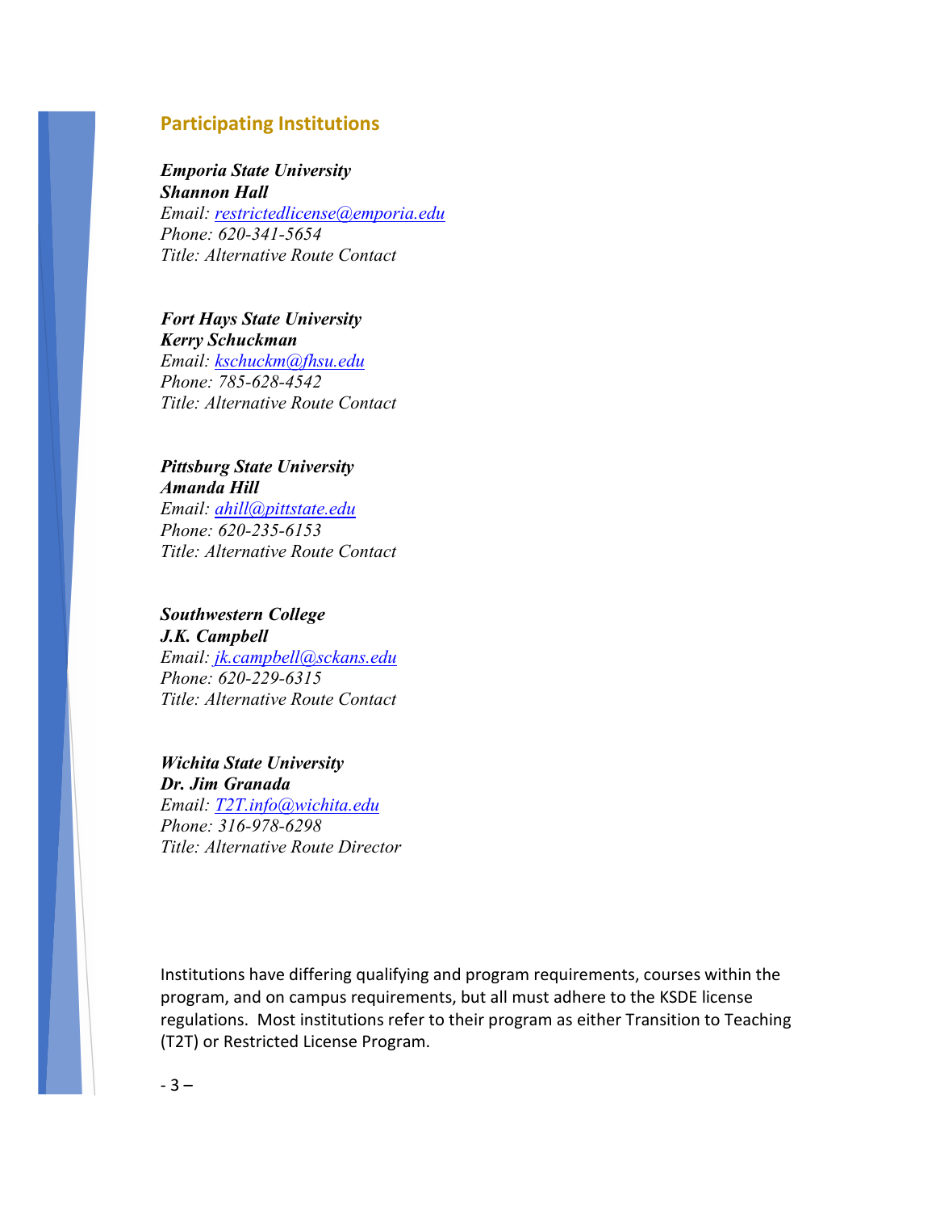## Participating Institutions

***Emporia State University***
***Shannon Hall***
*Email: restrictedlicense@emporia.edu*
*Phone: 620-341-5654*
*Title: Alternative Route Contact*

***Fort Hays State University***
***Kerry Schuckman***
*Email: kschuckm@fhsu.edu*
*Phone: 785-628-4542*
*Title: Alternative Route Contact*

***Pittsburg State University***
***Amanda Hill***
*Email: ahill@pittstate.edu*
*Phone: 620-235-6153*
*Title: Alternative Route Contact*

***Southwestern College***
***J.K. Campbell***
*Email: jk.campbell@sckans.edu*
*Phone: 620-229-6315*
*Title: Alternative Route Contact*

***Wichita State University***
***Dr. Jim Granada***
*Email: T2T.info@wichita.edu*
*Phone: 316-978-6298*
*Title: Alternative Route Director*

Institutions have differing qualifying and program requirements, courses within the program, and on campus requirements, but all must adhere to the KSDE license regulations. Most institutions refer to their program as either Transition to Teaching (T2T) or Restricted License Program.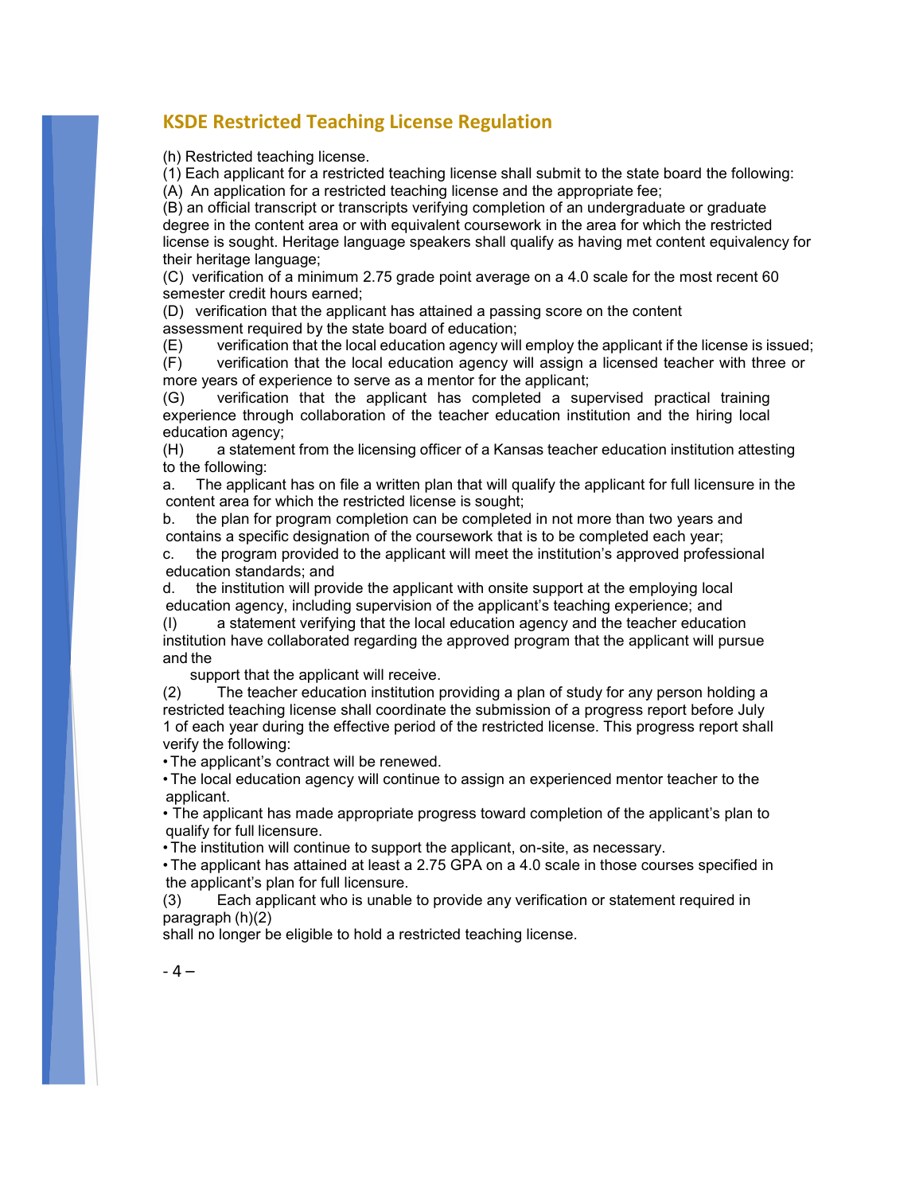## KSDE Restricted Teaching License Regulation

(h) Restricted teaching license.

(1) Each applicant for a restricted teaching license shall submit to the state board the following:

(A) An application for a restricted teaching license and the appropriate fee;

(B) an official transcript or transcripts verifying completion of an undergraduate or graduate degree in the content area or with equivalent coursework in the area for which the restricted license is sought. Heritage language speakers shall qualify as having met content equivalency for their heritage language;

(C) verification of a minimum 2.75 grade point average on a 4.0 scale for the most recent 60 semester credit hours earned;

(D) verification that the applicant has attained a passing score on the content assessment required by the state board of education;

(E) verification that the local education agency will employ the applicant if the license is issued;

(F) verification that the local education agency will assign a licensed teacher with three or more years of experience to serve as a mentor for the applicant;

(G) verification that the applicant has completed a supervised practical training experience through collaboration of the teacher education institution and the hiring local education agency;

(H) a statement from the licensing officer of a Kansas teacher education institution attesting to the following:

a. The applicant has on file a written plan that will qualify the applicant for full licensure in the content area for which the restricted license is sought;

b. the plan for program completion can be completed in not more than two years and contains a specific designation of the coursework that is to be completed each year;

c. the program provided to the applicant will meet the institution's approved professional education standards; and

d. the institution will provide the applicant with onsite support at the employing local education agency, including supervision of the applicant's teaching experience; and

(I) a statement verifying that the local education agency and the teacher education institution have collaborated regarding the approved program that the applicant will pursue and the support that the applicant will receive.

(2) The teacher education institution providing a plan of study for any person holding a restricted teaching license shall coordinate the submission of a progress report before July 1 of each year during the effective period of the restricted license. This progress report shall verify the following:

- The applicant's contract will be renewed.
- The local education agency will continue to assign an experienced mentor teacher to the applicant.
- The applicant has made appropriate progress toward completion of the applicant's plan to qualify for full licensure.
- The institution will continue to support the applicant, on-site, as necessary.
- The applicant has attained at least a 2.75 GPA on a 4.0 scale in those courses specified in the applicant's plan for full licensure.

(3) Each applicant who is unable to provide any verification or statement required in paragraph (h)(2) shall no longer be eligible to hold a restricted teaching license.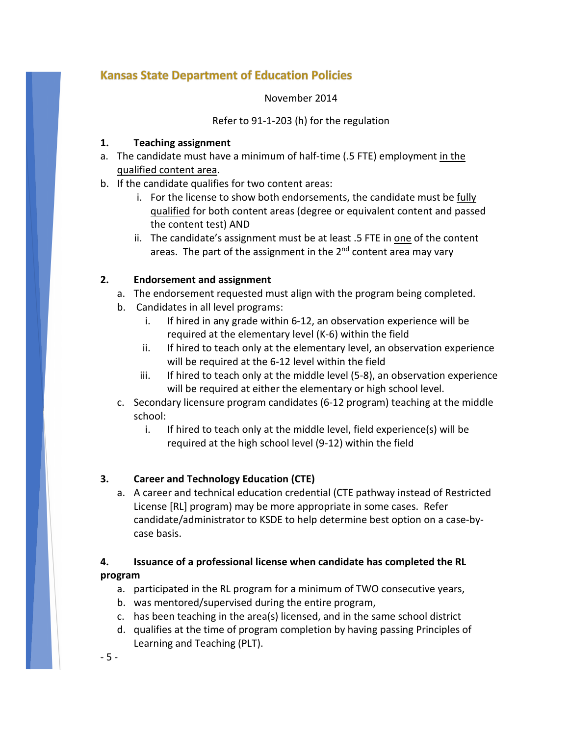## Kansas State Department of Education Policies

November 2014

Refer to 91-1-203 (h) for the regulation

**1. Teaching assignment**

a. The candidate must have a minimum of half-time (.5 FTE) employment in the qualified content area.

b. If the candidate qualifies for two content areas:

   i. For the license to show both endorsements, the candidate must be fully qualified for both content areas (degree or equivalent content and passed the content test) AND

   ii. The candidate's assignment must be at least .5 FTE in one of the content areas. The part of the assignment in the 2nd content area may vary

**2. Endorsement and assignment**

a. The endorsement requested must align with the program being completed.

b. Candidates in all level programs:

   i. If hired in any grade within 6-12, an observation experience will be required at the elementary level (K-6) within the field

   ii. If hired to teach only at the elementary level, an observation experience will be required at the 6-12 level within the field

   iii. If hired to teach only at the middle level (5-8), an observation experience will be required at either the elementary or high school level.

c. Secondary licensure program candidates (6-12 program) teaching at the middle school:

   i. If hired to teach only at the middle level, field experience(s) will be required at the high school level (9-12) within the field

**3. Career and Technology Education (CTE)**

a. A career and technical education credential (CTE pathway instead of Restricted License [RL] program) may be more appropriate in some cases. Refer candidate/administrator to KSDE to help determine best option on a case-by-case basis.

**4. Issuance of a professional license when candidate has completed the RL program**

a. participated in the RL program for a minimum of TWO consecutive years,

b. was mentored/supervised during the entire program,

c. has been teaching in the area(s) licensed, and in the same school district

d. qualifies at the time of program completion by having passing Principles of Learning and Teaching (PLT).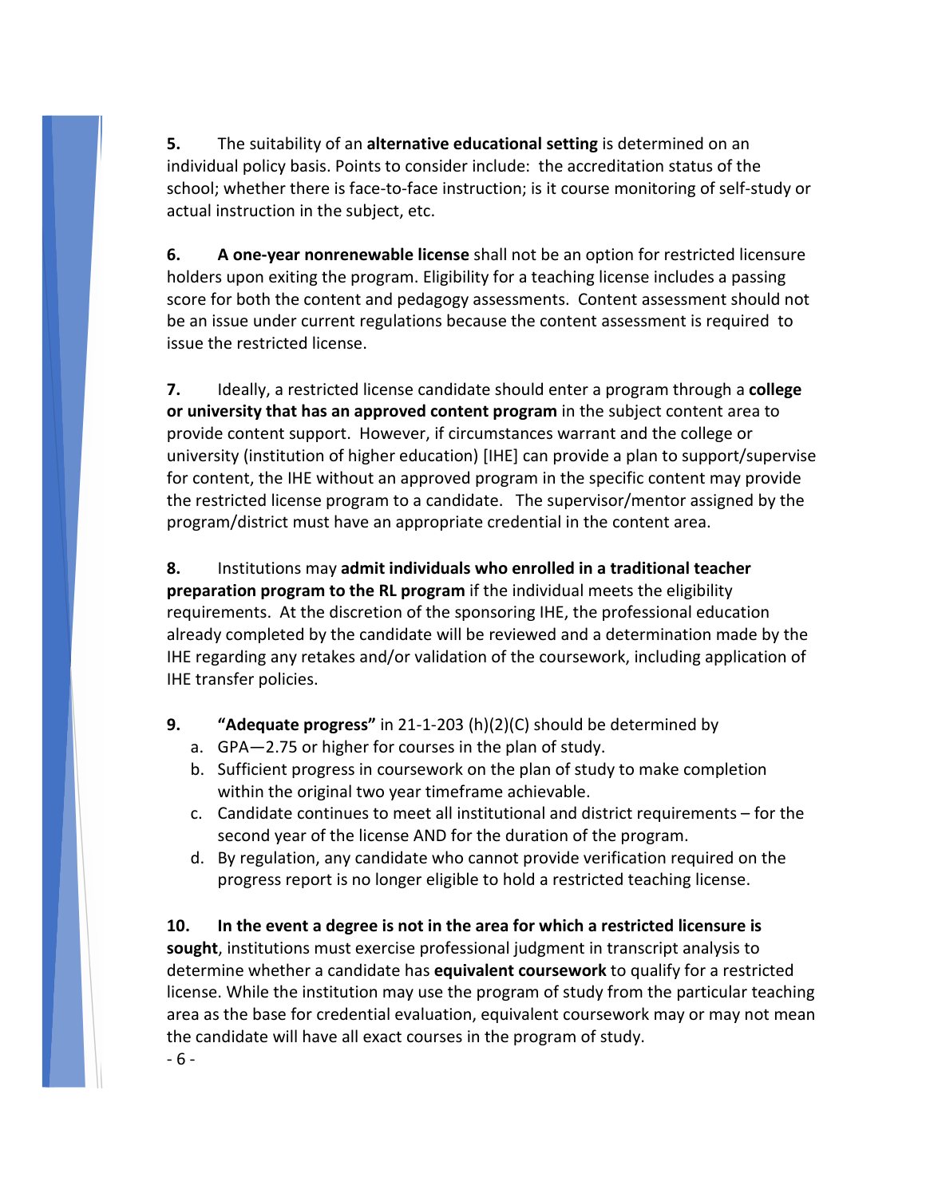**5.** The suitability of an **alternative educational setting** is determined on an individual policy basis. Points to consider include: the accreditation status of the school; whether there is face-to-face instruction; is it course monitoring of self-study or actual instruction in the subject, etc.

**6. A one-year nonrenewable license** shall not be an option for restricted licensure holders upon exiting the program. Eligibility for a teaching license includes a passing score for both the content and pedagogy assessments. Content assessment should not be an issue under current regulations because the content assessment is required to issue the restricted license.

**7.** Ideally, a restricted license candidate should enter a program through a **college or university that has an approved content program** in the subject content area to provide content support. However, if circumstances warrant and the college or university (institution of higher education) [IHE] can provide a plan to support/supervise for content, the IHE without an approved program in the specific content may provide the restricted license program to a candidate. The supervisor/mentor assigned by the program/district must have an appropriate credential in the content area.

**8.** Institutions may **admit individuals who enrolled in a traditional teacher preparation program to the RL program** if the individual meets the eligibility requirements. At the discretion of the sponsoring IHE, the professional education already completed by the candidate will be reviewed and a determination made by the IHE regarding any retakes and/or validation of the coursework, including application of IHE transfer policies.

**9. "Adequate progress"** in 21-1-203 (h)(2)(C) should be determined by

a. GPA—2.75 or higher for courses in the plan of study.
b. Sufficient progress in coursework on the plan of study to make completion within the original two year timeframe achievable.
c. Candidate continues to meet all institutional and district requirements – for the second year of the license AND for the duration of the program.
d. By regulation, any candidate who cannot provide verification required on the progress report is no longer eligible to hold a restricted teaching license.

**10. In the event a degree is not in the area for which a restricted licensure is sought**, institutions must exercise professional judgment in transcript analysis to determine whether a candidate has **equivalent coursework** to qualify for a restricted license. While the institution may use the program of study from the particular teaching area as the base for credential evaluation, equivalent coursework may or may not mean the candidate will have all exact courses in the program of study.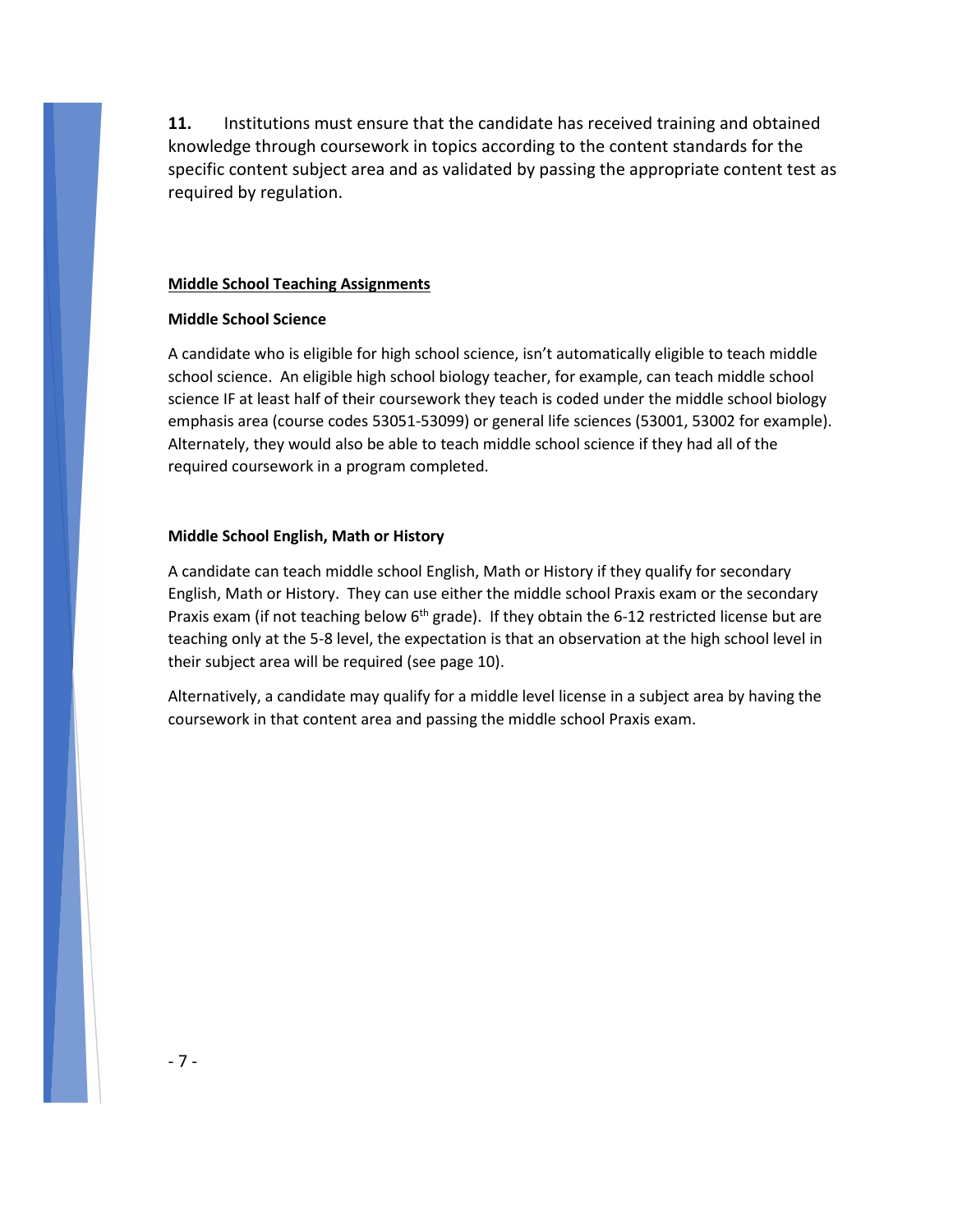**11.** Institutions must ensure that the candidate has received training and obtained knowledge through coursework in topics according to the content standards for the specific content subject area and as validated by passing the appropriate content test as required by regulation.

## Middle School Teaching Assignments

### Middle School Science

A candidate who is eligible for high school science, isn't automatically eligible to teach middle school science. An eligible high school biology teacher, for example, can teach middle school science IF at least half of their coursework they teach is coded under the middle school biology emphasis area (course codes 53051-53099) or general life sciences (53001, 53002 for example). Alternately, they would also be able to teach middle school science if they had all of the required coursework in a program completed.

### Middle School English, Math or History

A candidate can teach middle school English, Math or History if they qualify for secondary English, Math or History. They can use either the middle school Praxis exam or the secondary Praxis exam (if not teaching below 6th grade). If they obtain the 6-12 restricted license but are teaching only at the 5-8 level, the expectation is that an observation at the high school level in their subject area will be required (see page 10).

Alternatively, a candidate may qualify for a middle level license in a subject area by having the coursework in that content area and passing the middle school Praxis exam.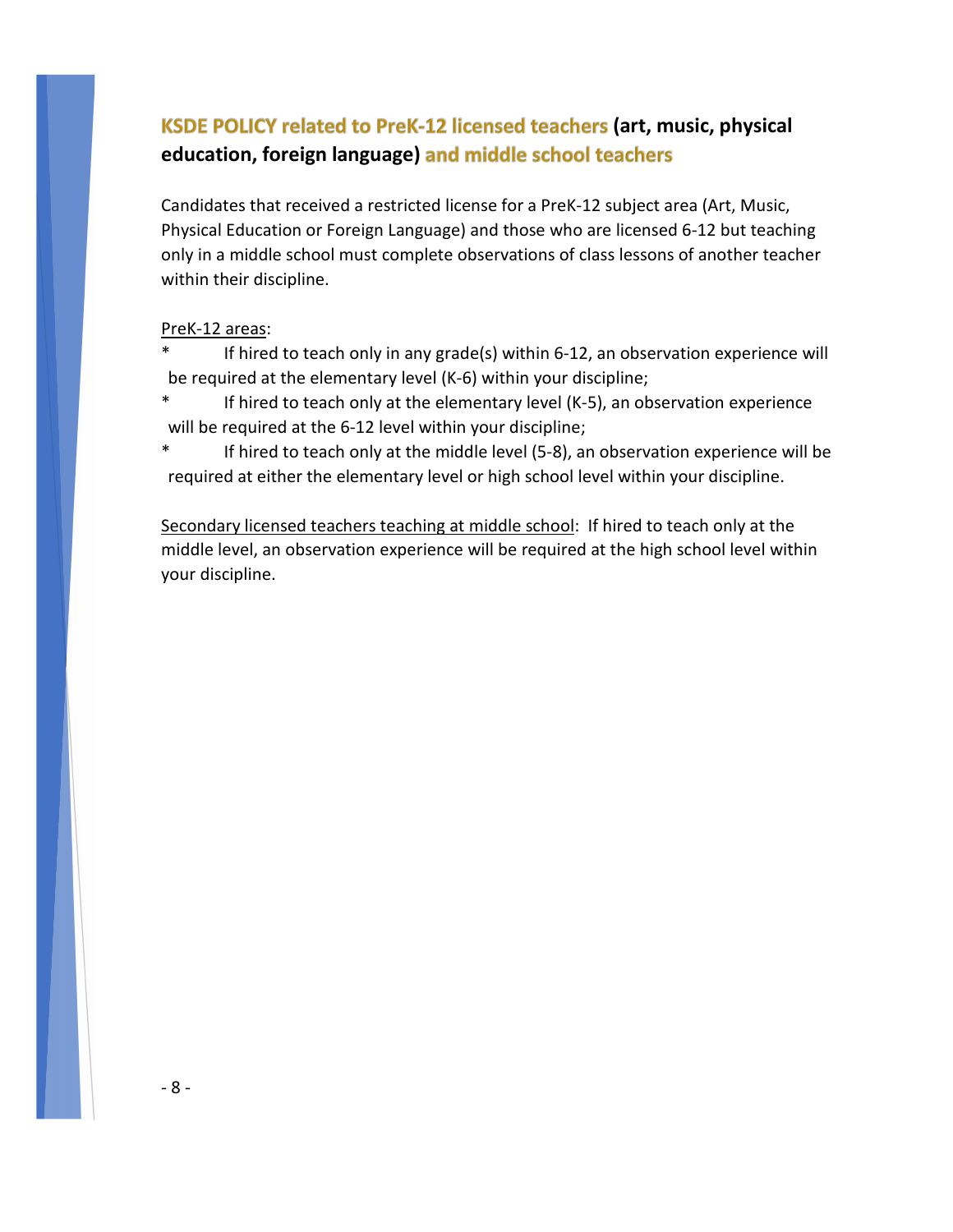## KSDE POLICY related to PreK-12 licensed teachers (art, music, physical education, foreign language) and middle school teachers

Candidates that received a restricted license for a PreK-12 subject area (Art, Music, Physical Education or Foreign Language) and those who are licensed 6-12 but teaching only in a middle school must complete observations of class lessons of another teacher within their discipline.

<u>PreK-12 areas</u>:

* If hired to teach only in any grade(s) within 6-12, an observation experience will be required at the elementary level (K-6) within your discipline;
* If hired to teach only at the elementary level (K-5), an observation experience will be required at the 6-12 level within your discipline;
* If hired to teach only at the middle level (5-8), an observation experience will be required at either the elementary level or high school level within your discipline.

<u>Secondary licensed teachers teaching at middle school</u>: If hired to teach only at the middle level, an observation experience will be required at the high school level within your discipline.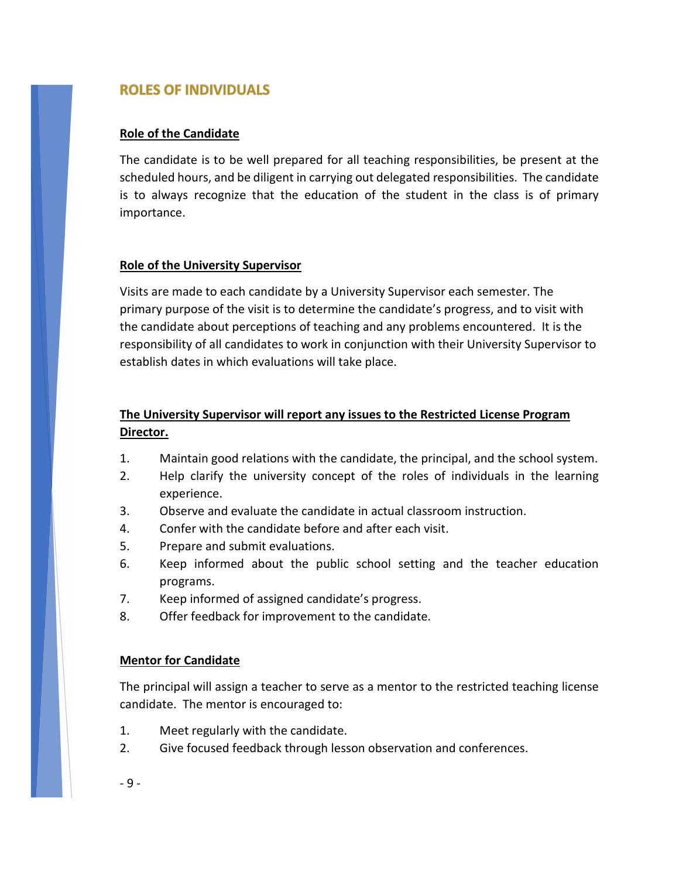## ROLES OF INDIVIDUALS

**Role of the Candidate**

The candidate is to be well prepared for all teaching responsibilities, be present at the scheduled hours, and be diligent in carrying out delegated responsibilities. The candidate is to always recognize that the education of the student in the class is of primary importance.

**Role of the University Supervisor**

Visits are made to each candidate by a University Supervisor each semester. The primary purpose of the visit is to determine the candidate's progress, and to visit with the candidate about perceptions of teaching and any problems encountered. It is the responsibility of all candidates to work in conjunction with their University Supervisor to establish dates in which evaluations will take place.

**The University Supervisor will report any issues to the Restricted License Program Director.**

1. Maintain good relations with the candidate, the principal, and the school system.
2. Help clarify the university concept of the roles of individuals in the learning experience.
3. Observe and evaluate the candidate in actual classroom instruction.
4. Confer with the candidate before and after each visit.
5. Prepare and submit evaluations.
6. Keep informed about the public school setting and the teacher education programs.
7. Keep informed of assigned candidate's progress.
8. Offer feedback for improvement to the candidate.

**Mentor for Candidate**

The principal will assign a teacher to serve as a mentor to the restricted teaching license candidate. The mentor is encouraged to:

1. Meet regularly with the candidate.
2. Give focused feedback through lesson observation and conferences.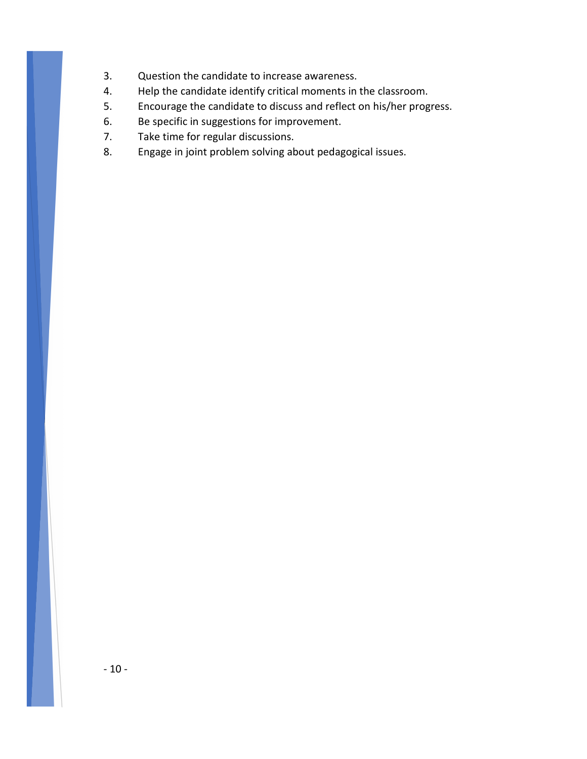3. Question the candidate to increase awareness.
4. Help the candidate identify critical moments in the classroom.
5. Encourage the candidate to discuss and reflect on his/her progress.
6. Be specific in suggestions for improvement.
7. Take time for regular discussions.
8. Engage in joint problem solving about pedagogical issues.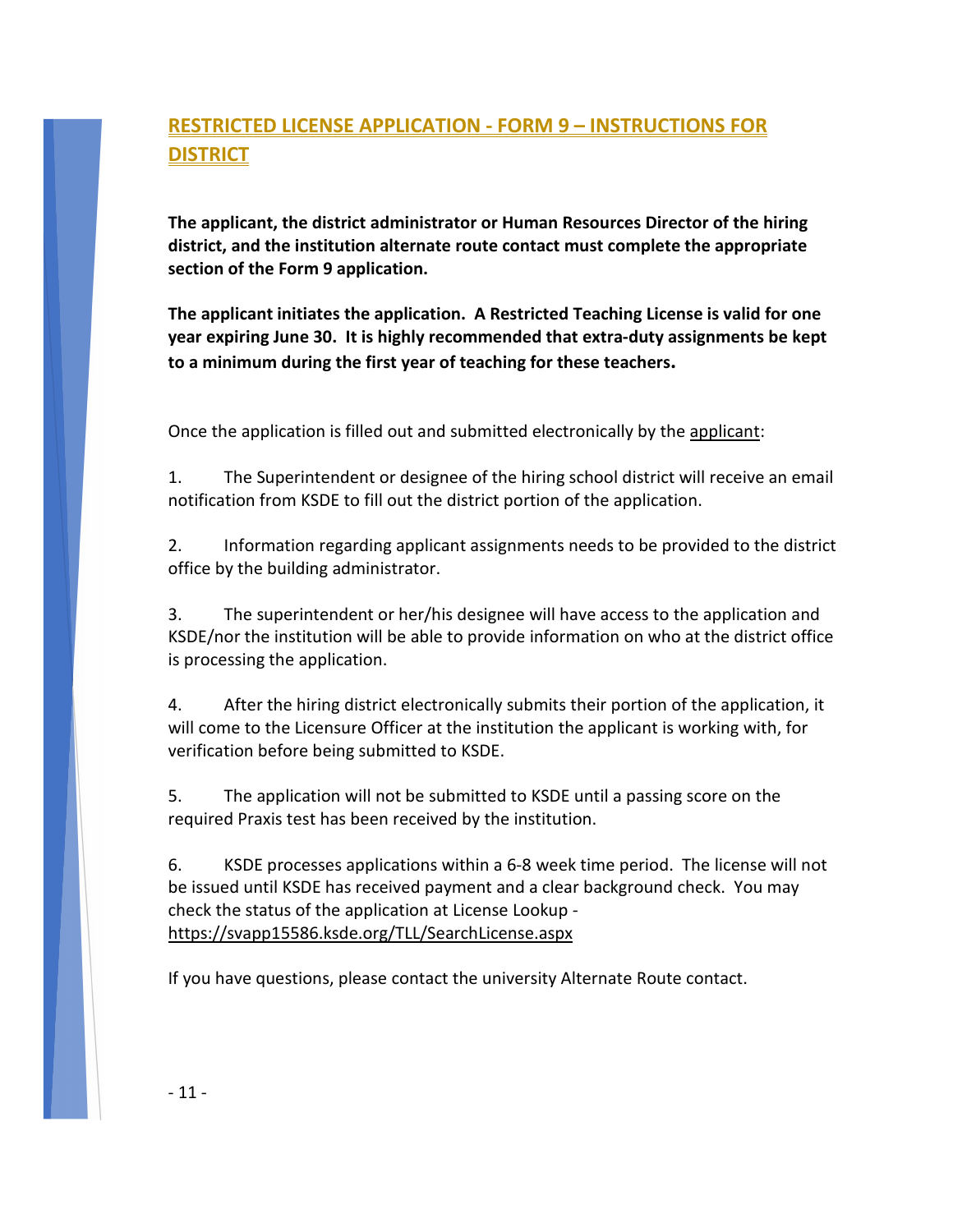## RESTRICTED LICENSE APPLICATION - FORM 9 – INSTRUCTIONS FOR DISTRICT

**The applicant, the district administrator or Human Resources Director of the hiring district, and the institution alternate route contact must complete the appropriate section of the Form 9 application.**

**The applicant initiates the application. A Restricted Teaching License is valid for one year expiring June 30. It is highly recommended that extra-duty assignments be kept to a minimum during the first year of teaching for these teachers.**

Once the application is filled out and submitted electronically by the applicant:

1. The Superintendent or designee of the hiring school district will receive an email notification from KSDE to fill out the district portion of the application.

2. Information regarding applicant assignments needs to be provided to the district office by the building administrator.

3. The superintendent or her/his designee will have access to the application and KSDE/nor the institution will be able to provide information on who at the district office is processing the application.

4. After the hiring district electronically submits their portion of the application, it will come to the Licensure Officer at the institution the applicant is working with, for verification before being submitted to KSDE.

5. The application will not be submitted to KSDE until a passing score on the required Praxis test has been received by the institution.

6. KSDE processes applications within a 6-8 week time period. The license will not be issued until KSDE has received payment and a clear background check. You may check the status of the application at License Lookup - https://svapp15586.ksde.org/TLL/SearchLicense.aspx

If you have questions, please contact the university Alternate Route contact.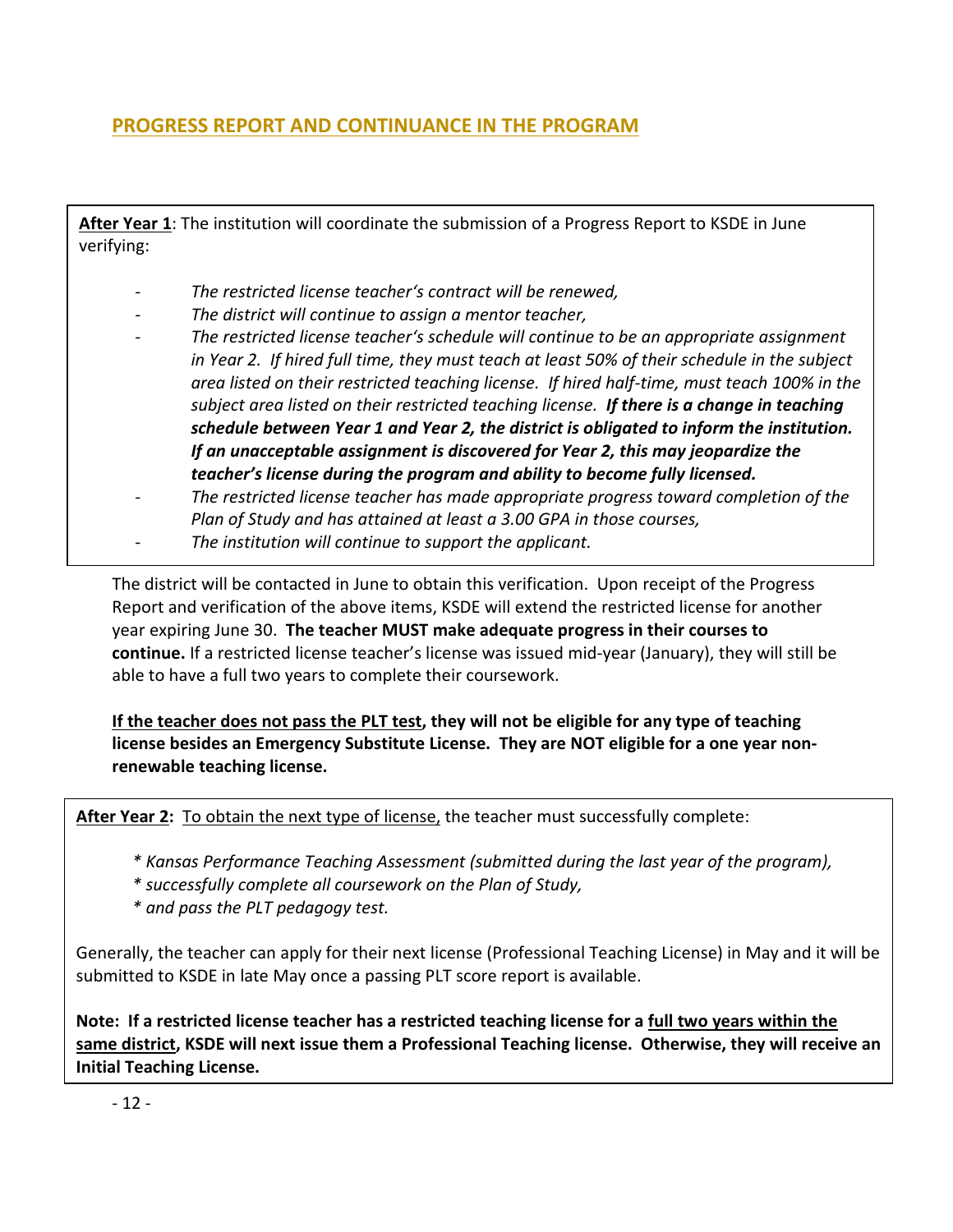## PROGRESS REPORT AND CONTINUANCE IN THE PROGRAM

**After Year 1**: The institution will coordinate the submission of a Progress Report to KSDE in June verifying:

- *The restricted license teacher's contract will be renewed,*
- *The district will continue to assign a mentor teacher,*
- *The restricted license teacher's schedule will continue to be an appropriate assignment in Year 2. If hired full time, they must teach at least 50% of their schedule in the subject area listed on their restricted teaching license. If hired half-time, must teach 100% in the subject area listed on their restricted teaching license.* ***If there is a change in teaching schedule between Year 1 and Year 2, the district is obligated to inform the institution. If an unacceptable assignment is discovered for Year 2, this may jeopardize the teacher's license during the program and ability to become fully licensed.***
- *The restricted license teacher has made appropriate progress toward completion of the Plan of Study and has attained at least a 3.00 GPA in those courses,*
- *The institution will continue to support the applicant.*

The district will be contacted in June to obtain this verification. Upon receipt of the Progress Report and verification of the above items, KSDE will extend the restricted license for another year expiring June 30. **The teacher MUST make adequate progress in their courses to continue.** If a restricted license teacher's license was issued mid-year (January), they will still be able to have a full two years to complete their coursework.

**If the teacher does not pass the PLT test, they will not be eligible for any type of teaching license besides an Emergency Substitute License. They are NOT eligible for a one year non-renewable teaching license.**

**After Year 2:** To obtain the next type of license, the teacher must successfully complete:

* *Kansas Performance Teaching Assessment (submitted during the last year of the program),*
* *successfully complete all coursework on the Plan of Study,*
* *and pass the PLT pedagogy test.*

Generally, the teacher can apply for their next license (Professional Teaching License) in May and it will be submitted to KSDE in late May once a passing PLT score report is available.

**Note: If a restricted license teacher has a restricted teaching license for a full two years within the same district, KSDE will next issue them a Professional Teaching license. Otherwise, they will receive an Initial Teaching License.**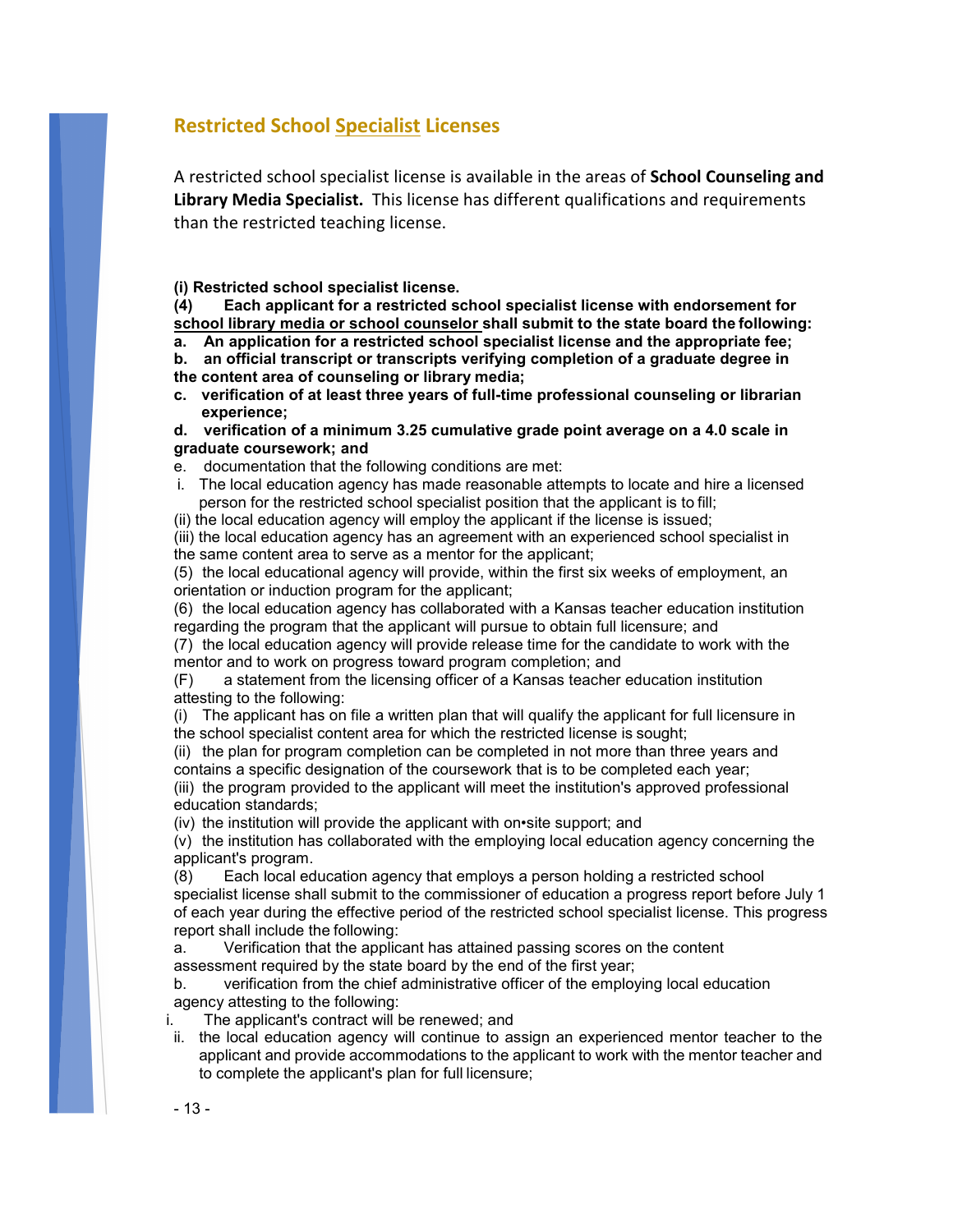## Restricted School Specialist Licenses

A restricted school specialist license is available in the areas of **School Counseling and Library Media Specialist.** This license has different qualifications and requirements than the restricted teaching license.

**(i) Restricted school specialist license.**

**(4) Each applicant for a restricted school specialist license with endorsement for school library media or school counselor shall submit to the state board the following:**

**a. An application for a restricted school specialist license and the appropriate fee;**

**b. an official transcript or transcripts verifying completion of a graduate degree in the content area of counseling or library media;**

**c. verification of at least three years of full-time professional counseling or librarian experience;**

**d. verification of a minimum 3.25 cumulative grade point average on a 4.0 scale in graduate coursework; and**

e. documentation that the following conditions are met:

i. The local education agency has made reasonable attempts to locate and hire a licensed person for the restricted school specialist position that the applicant is to fill;

(ii) the local education agency will employ the applicant if the license is issued;

(iii) the local education agency has an agreement with an experienced school specialist in the same content area to serve as a mentor for the applicant;

(5) the local educational agency will provide, within the first six weeks of employment, an orientation or induction program for the applicant;

(6) the local education agency has collaborated with a Kansas teacher education institution regarding the program that the applicant will pursue to obtain full licensure; and

(7) the local education agency will provide release time for the candidate to work with the mentor and to work on progress toward program completion; and

(F) a statement from the licensing officer of a Kansas teacher education institution attesting to the following:

(i) The applicant has on file a written plan that will qualify the applicant for full licensure in the school specialist content area for which the restricted license is sought;

(ii) the plan for program completion can be completed in not more than three years and contains a specific designation of the coursework that is to be completed each year;

(iii) the program provided to the applicant will meet the institution's approved professional education standards;

(iv) the institution will provide the applicant with on•site support; and

(v) the institution has collaborated with the employing local education agency concerning the applicant's program.

(8) Each local education agency that employs a person holding a restricted school specialist license shall submit to the commissioner of education a progress report before July 1 of each year during the effective period of the restricted school specialist license. This progress report shall include the following:

a. Verification that the applicant has attained passing scores on the content assessment required by the state board by the end of the first year;

b. verification from the chief administrative officer of the employing local education agency attesting to the following:

i. The applicant's contract will be renewed; and

ii. the local education agency will continue to assign an experienced mentor teacher to the applicant and provide accommodations to the applicant to work with the mentor teacher and to complete the applicant's plan for full licensure;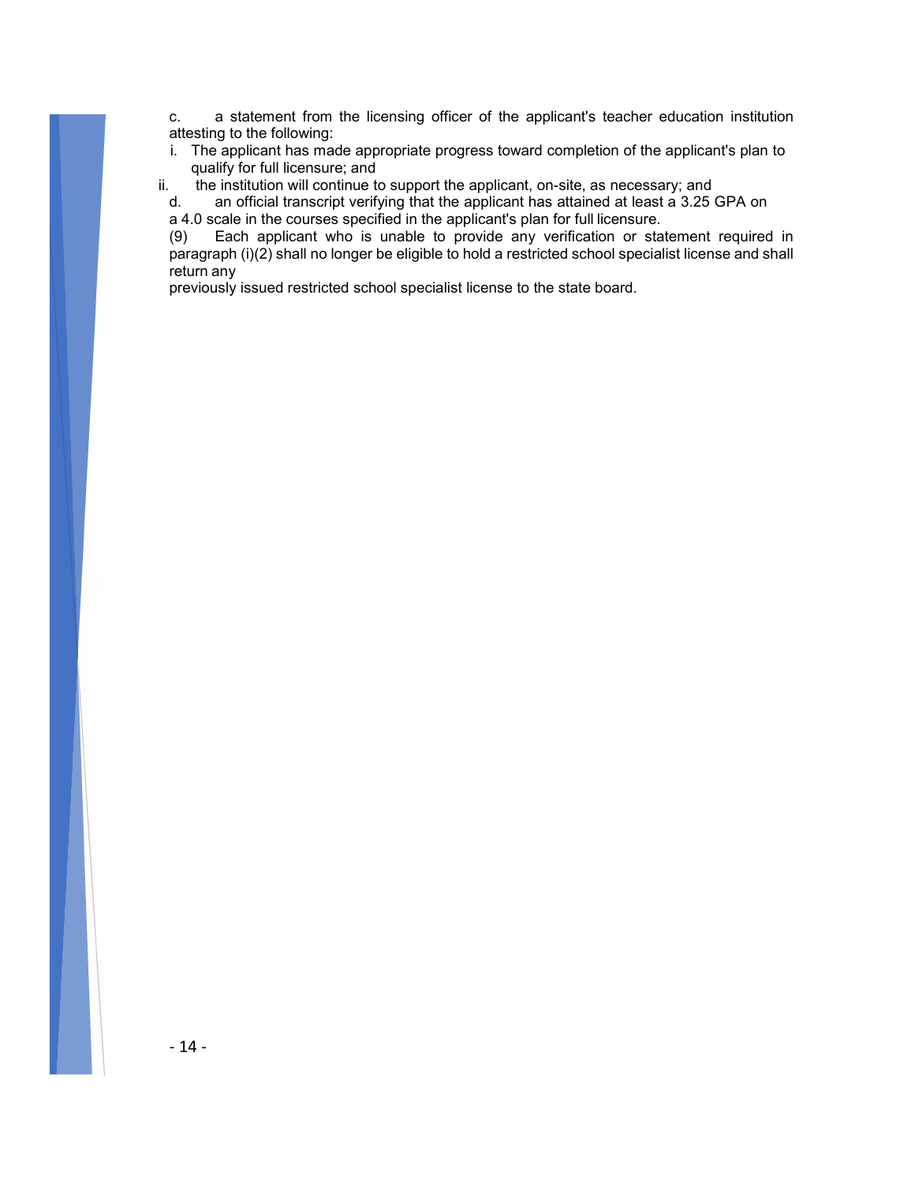c. a statement from the licensing officer of the applicant's teacher education institution attesting to the following:

i. The applicant has made appropriate progress toward completion of the applicant's plan to qualify for full licensure; and

ii. the institution will continue to support the applicant, on-site, as necessary; and

d. an official transcript verifying that the applicant has attained at least a 3.25 GPA on a 4.0 scale in the courses specified in the applicant's plan for full licensure.

(9) Each applicant who is unable to provide any verification or statement required in paragraph (i)(2) shall no longer be eligible to hold a restricted school specialist license and shall return any previously issued restricted school specialist license to the state board.